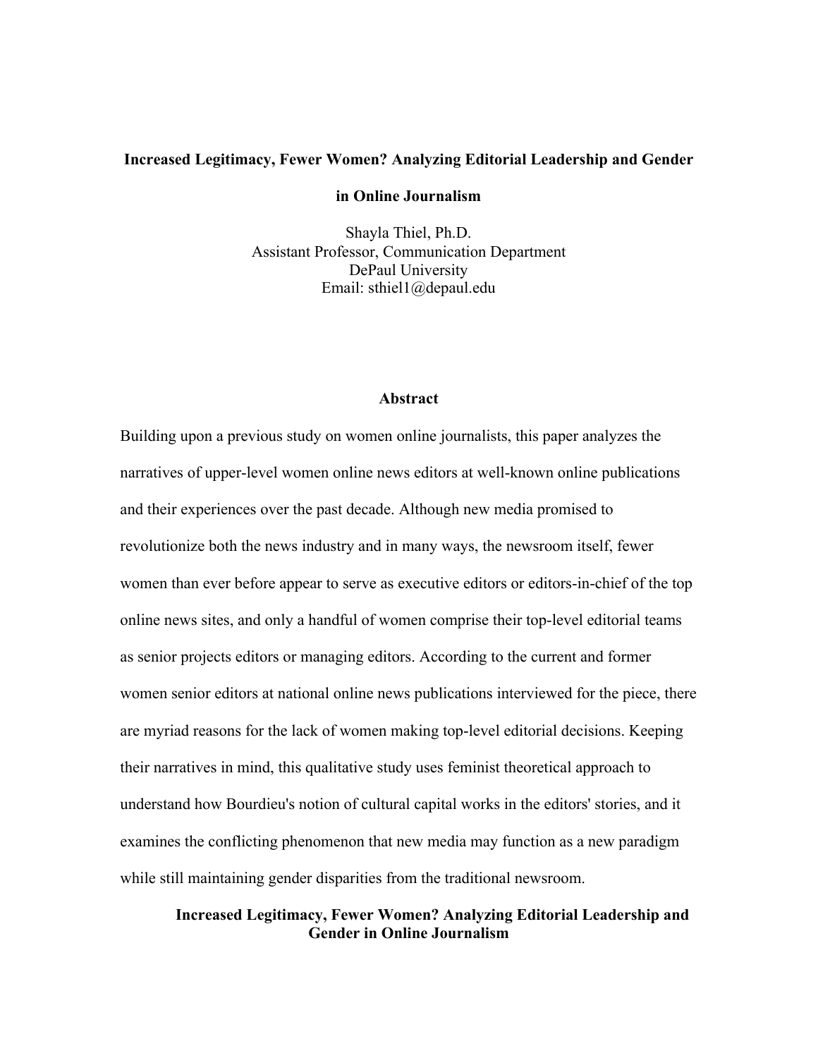# Increased Legitimacy, Fewer Women? Analyzing Editorial Leadership and Gender in Online Journalism

Shayla Thiel, Ph.D.
Assistant Professor, Communication Department
DePaul University
Email: sthiel1@depaul.edu

## Abstract

Building upon a previous study on women online journalists, this paper analyzes the narratives of upper-level women online news editors at well-known online publications and their experiences over the past decade. Although new media promised to revolutionize both the news industry and in many ways, the newsroom itself, fewer women than ever before appear to serve as executive editors or editors-in-chief of the top online news sites, and only a handful of women comprise their top-level editorial teams as senior projects editors or managing editors. According to the current and former women senior editors at national online news publications interviewed for the piece, there are myriad reasons for the lack of women making top-level editorial decisions. Keeping their narratives in mind, this qualitative study uses feminist theoretical approach to understand how Bourdieu's notion of cultural capital works in the editors' stories, and it examines the conflicting phenomenon that new media may function as a new paradigm while still maintaining gender disparities from the traditional newsroom.

## Increased Legitimacy, Fewer Women? Analyzing Editorial Leadership and Gender in Online Journalism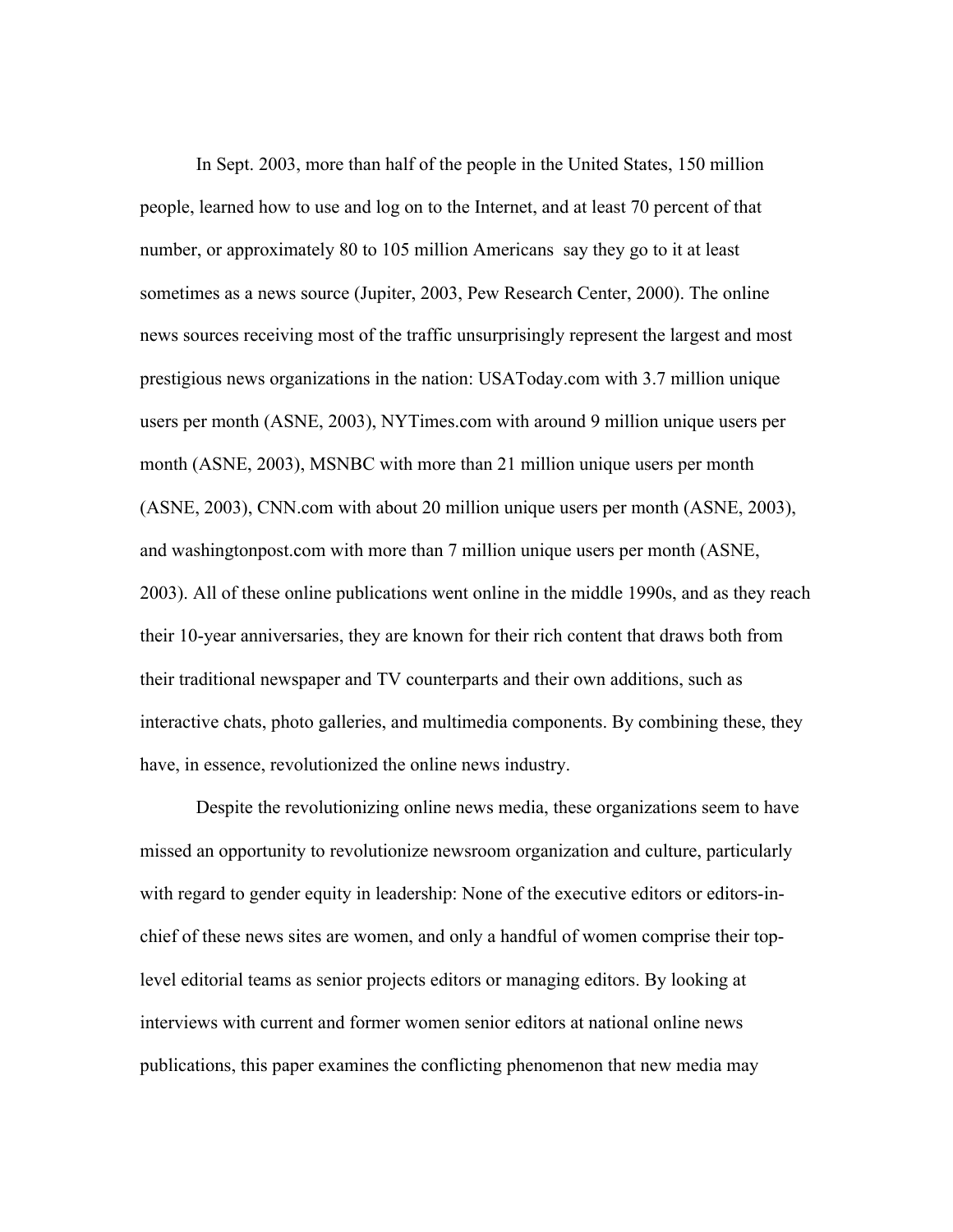In Sept. 2003, more than half of the people in the United States, 150 million people, learned how to use and log on to the Internet, and at least 70 percent of that number, or approximately 80 to 105 million Americans say they go to it at least sometimes as a news source (Jupiter, 2003, Pew Research Center, 2000). The online news sources receiving most of the traffic unsurprisingly represent the largest and most prestigious news organizations in the nation: USAToday.com with 3.7 million unique users per month (ASNE, 2003), NYTimes.com with around 9 million unique users per month (ASNE, 2003), MSNBC with more than 21 million unique users per month (ASNE, 2003), CNN.com with about 20 million unique users per month (ASNE, 2003), and washingtonpost.com with more than 7 million unique users per month (ASNE, 2003). All of these online publications went online in the middle 1990s, and as they reach their 10-year anniversaries, they are known for their rich content that draws both from their traditional newspaper and TV counterparts and their own additions, such as interactive chats, photo galleries, and multimedia components. By combining these, they have, in essence, revolutionized the online news industry.

Despite the revolutionizing online news media, these organizations seem to have missed an opportunity to revolutionize newsroom organization and culture, particularly with regard to gender equity in leadership: None of the executive editors or editors-in-chief of these news sites are women, and only a handful of women comprise their top-level editorial teams as senior projects editors or managing editors. By looking at interviews with current and former women senior editors at national online news publications, this paper examines the conflicting phenomenon that new media may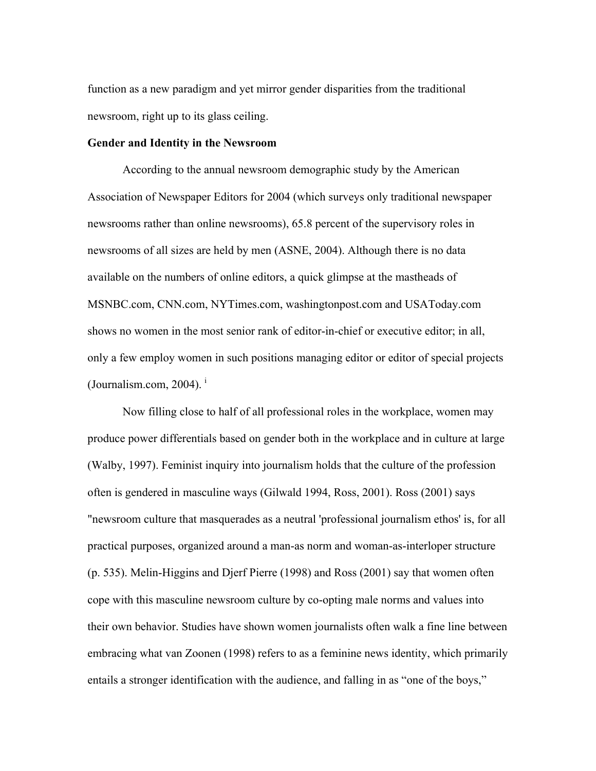function as a new paradigm and yet mirror gender disparities from the traditional newsroom, right up to its glass ceiling.

**Gender and Identity in the Newsroom**

According to the annual newsroom demographic study by the American Association of Newspaper Editors for 2004 (which surveys only traditional newspaper newsrooms rather than online newsrooms), 65.8 percent of the supervisory roles in newsrooms of all sizes are held by men (ASNE, 2004). Although there is no data available on the numbers of online editors, a quick glimpse at the mastheads of MSNBC.com, CNN.com, NYTimes.com, washingtonpost.com and USAToday.com shows no women in the most senior rank of editor-in-chief or executive editor; in all, only a few employ women in such positions managing editor or editor of special projects (Journalism.com, 2004). [i]

Now filling close to half of all professional roles in the workplace, women may produce power differentials based on gender both in the workplace and in culture at large (Walby, 1997). Feminist inquiry into journalism holds that the culture of the profession often is gendered in masculine ways (Gilwald 1994, Ross, 2001). Ross (2001) says "newsroom culture that masquerades as a neutral 'professional journalism ethos' is, for all practical purposes, organized around a man-as norm and woman-as-interloper structure (p. 535). Melin-Higgins and Djerf Pierre (1998) and Ross (2001) say that women often cope with this masculine newsroom culture by co-opting male norms and values into their own behavior. Studies have shown women journalists often walk a fine line between embracing what van Zoonen (1998) refers to as a feminine news identity, which primarily entails a stronger identification with the audience, and falling in as "one of the boys,"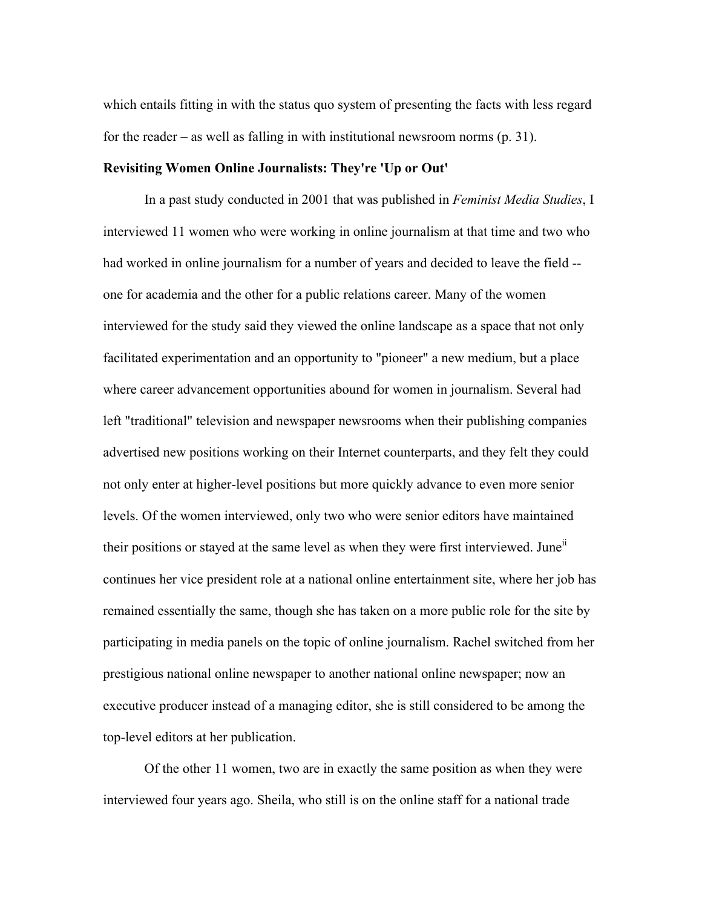which entails fitting in with the status quo system of presenting the facts with less regard for the reader – as well as falling in with institutional newsroom norms (p. 31).

**Revisiting Women Online Journalists: They're 'Up or Out'**

In a past study conducted in 2001 that was published in *Feminist Media Studies*, I interviewed 11 women who were working in online journalism at that time and two who had worked in online journalism for a number of years and decided to leave the field -- one for academia and the other for a public relations career. Many of the women interviewed for the study said they viewed the online landscape as a space that not only facilitated experimentation and an opportunity to "pioneer" a new medium, but a place where career advancement opportunities abound for women in journalism. Several had left "traditional" television and newspaper newsrooms when their publishing companies advertised new positions working on their Internet counterparts, and they felt they could not only enter at higher-level positions but more quickly advance to even more senior levels. Of the women interviewed, only two who were senior editors have maintained their positions or stayed at the same level as when they were first interviewed. June[ii] continues her vice president role at a national online entertainment site, where her job has remained essentially the same, though she has taken on a more public role for the site by participating in media panels on the topic of online journalism. Rachel switched from her prestigious national online newspaper to another national online newspaper; now an executive producer instead of a managing editor, she is still considered to be among the top-level editors at her publication.

Of the other 11 women, two are in exactly the same position as when they were interviewed four years ago. Sheila, who still is on the online staff for a national trade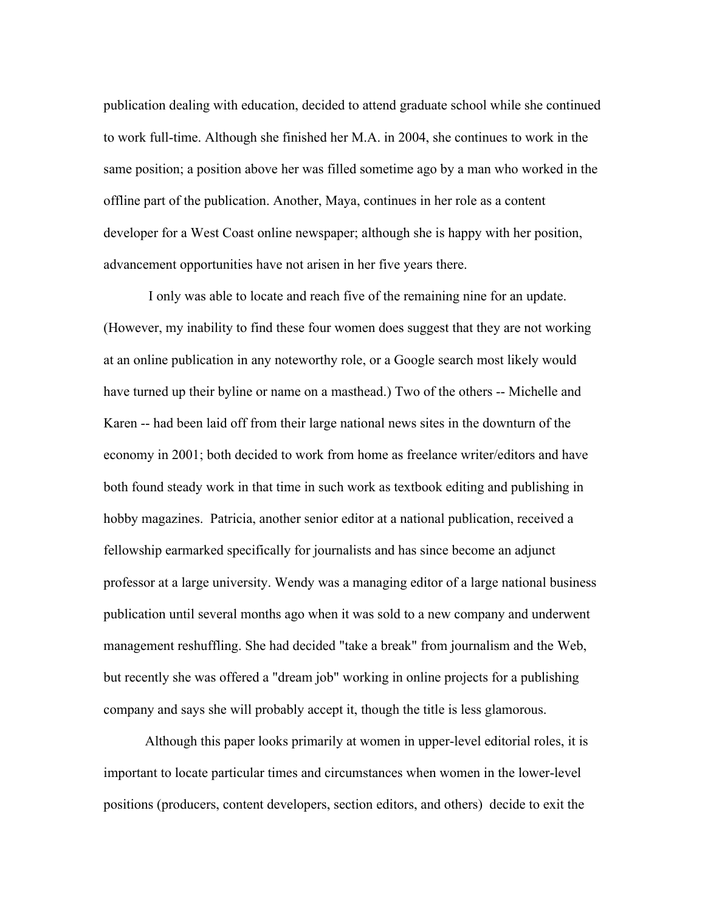publication dealing with education, decided to attend graduate school while she continued to work full-time. Although she finished her M.A. in 2004, she continues to work in the same position; a position above her was filled sometime ago by a man who worked in the offline part of the publication. Another, Maya, continues in her role as a content developer for a West Coast online newspaper; although she is happy with her position, advancement opportunities have not arisen in her five years there.

I only was able to locate and reach five of the remaining nine for an update. (However, my inability to find these four women does suggest that they are not working at an online publication in any noteworthy role, or a Google search most likely would have turned up their byline or name on a masthead.) Two of the others -- Michelle and Karen -- had been laid off from their large national news sites in the downturn of the economy in 2001; both decided to work from home as freelance writer/editors and have both found steady work in that time in such work as textbook editing and publishing in hobby magazines. Patricia, another senior editor at a national publication, received a fellowship earmarked specifically for journalists and has since become an adjunct professor at a large university. Wendy was a managing editor of a large national business publication until several months ago when it was sold to a new company and underwent management reshuffling. She had decided "take a break" from journalism and the Web, but recently she was offered a "dream job" working in online projects for a publishing company and says she will probably accept it, though the title is less glamorous.

Although this paper looks primarily at women in upper-level editorial roles, it is important to locate particular times and circumstances when women in the lower-level positions (producers, content developers, section editors, and others) decide to exit the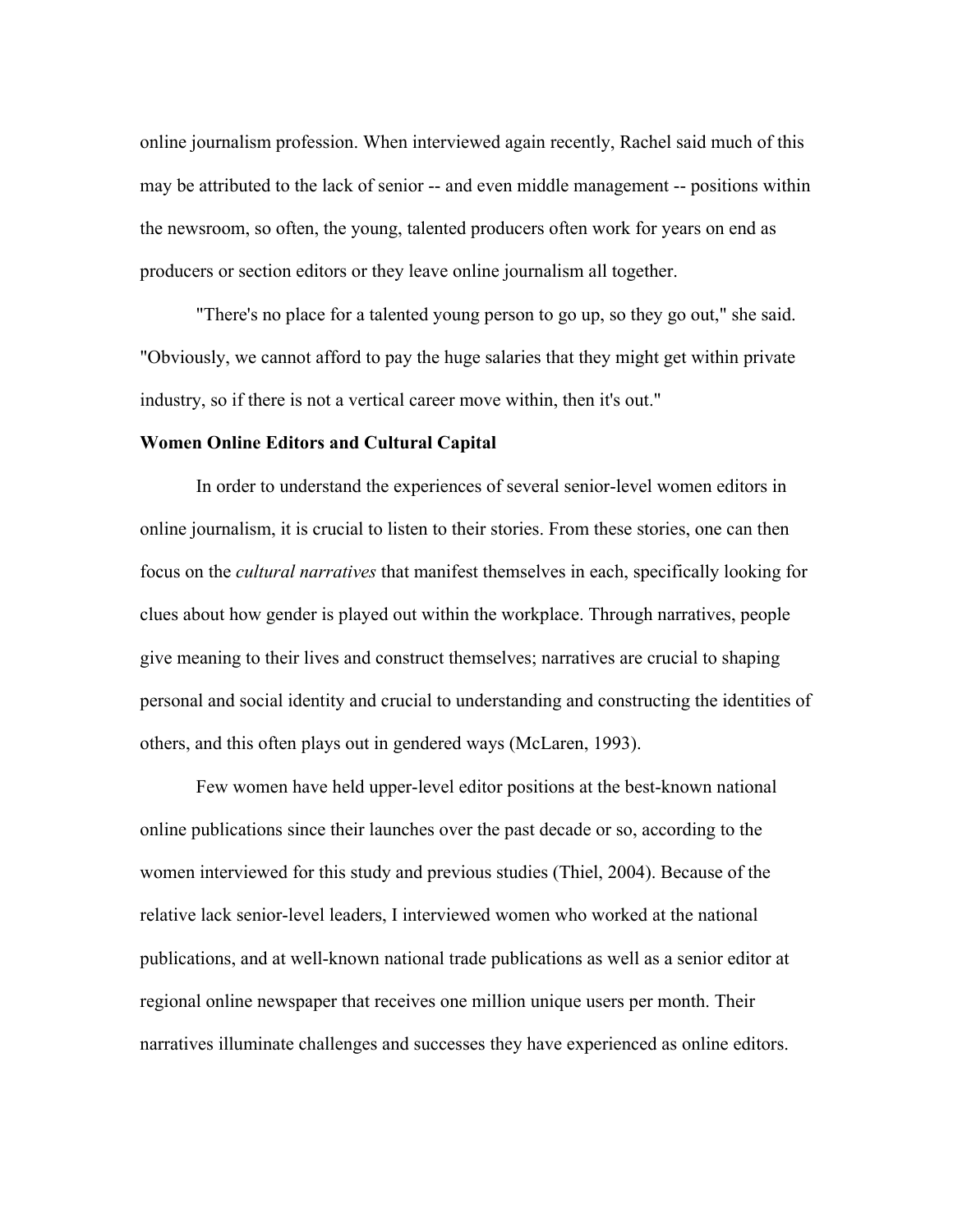online journalism profession. When interviewed again recently, Rachel said much of this may be attributed to the lack of senior -- and even middle management -- positions within the newsroom, so often, the young, talented producers often work for years on end as producers or section editors or they leave online journalism all together.

"There's no place for a talented young person to go up, so they go out," she said. "Obviously, we cannot afford to pay the huge salaries that they might get within private industry, so if there is not a vertical career move within, then it's out."

**Women Online Editors and Cultural Capital**

In order to understand the experiences of several senior-level women editors in online journalism, it is crucial to listen to their stories. From these stories, one can then focus on the *cultural narratives* that manifest themselves in each, specifically looking for clues about how gender is played out within the workplace. Through narratives, people give meaning to their lives and construct themselves; narratives are crucial to shaping personal and social identity and crucial to understanding and constructing the identities of others, and this often plays out in gendered ways (McLaren, 1993).

Few women have held upper-level editor positions at the best-known national online publications since their launches over the past decade or so, according to the women interviewed for this study and previous studies (Thiel, 2004). Because of the relative lack senior-level leaders, I interviewed women who worked at the national publications, and at well-known national trade publications as well as a senior editor at regional online newspaper that receives one million unique users per month. Their narratives illuminate challenges and successes they have experienced as online editors.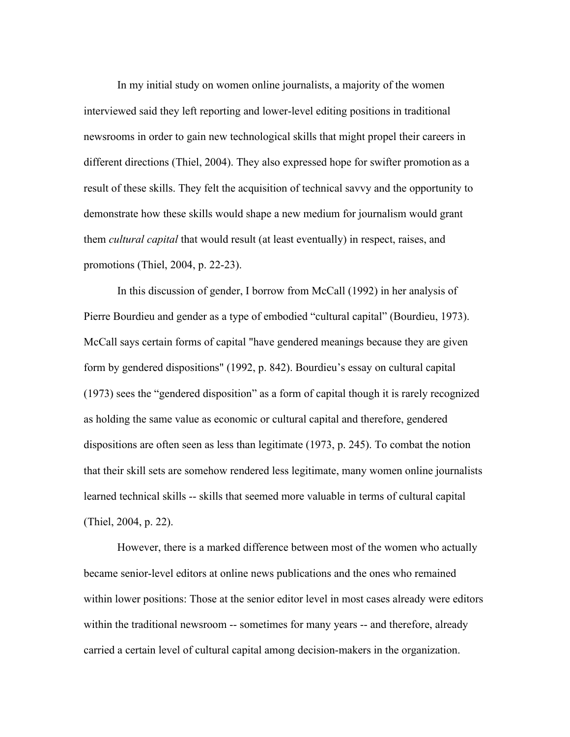In my initial study on women online journalists, a majority of the women interviewed said they left reporting and lower-level editing positions in traditional newsrooms in order to gain new technological skills that might propel their careers in different directions (Thiel, 2004). They also expressed hope for swifter promotion as a result of these skills. They felt the acquisition of technical savvy and the opportunity to demonstrate how these skills would shape a new medium for journalism would grant them *cultural capital* that would result (at least eventually) in respect, raises, and promotions (Thiel, 2004, p. 22-23).

In this discussion of gender, I borrow from McCall (1992) in her analysis of Pierre Bourdieu and gender as a type of embodied "cultural capital" (Bourdieu, 1973). McCall says certain forms of capital "have gendered meanings because they are given form by gendered dispositions" (1992, p. 842). Bourdieu's essay on cultural capital (1973) sees the "gendered disposition" as a form of capital though it is rarely recognized as holding the same value as economic or cultural capital and therefore, gendered dispositions are often seen as less than legitimate (1973, p. 245). To combat the notion that their skill sets are somehow rendered less legitimate, many women online journalists learned technical skills -- skills that seemed more valuable in terms of cultural capital (Thiel, 2004, p. 22).

However, there is a marked difference between most of the women who actually became senior-level editors at online news publications and the ones who remained within lower positions: Those at the senior editor level in most cases already were editors within the traditional newsroom -- sometimes for many years -- and therefore, already carried a certain level of cultural capital among decision-makers in the organization.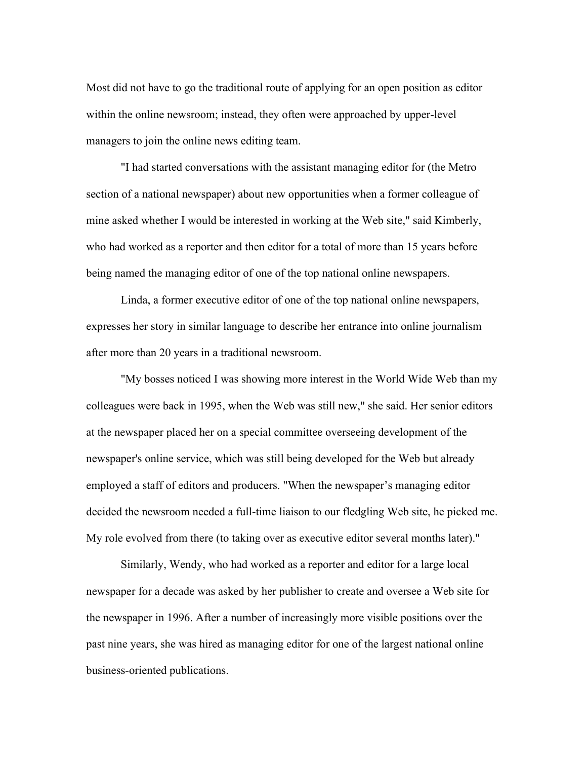Most did not have to go the traditional route of applying for an open position as editor within the online newsroom; instead, they often were approached by upper-level managers to join the online news editing team.

"I had started conversations with the assistant managing editor for (the Metro section of a national newspaper) about new opportunities when a former colleague of mine asked whether I would be interested in working at the Web site," said Kimberly, who had worked as a reporter and then editor for a total of more than 15 years before being named the managing editor of one of the top national online newspapers.

Linda, a former executive editor of one of the top national online newspapers, expresses her story in similar language to describe her entrance into online journalism after more than 20 years in a traditional newsroom.

"My bosses noticed I was showing more interest in the World Wide Web than my colleagues were back in 1995, when the Web was still new," she said. Her senior editors at the newspaper placed her on a special committee overseeing development of the newspaper's online service, which was still being developed for the Web but already employed a staff of editors and producers. "When the newspaper's managing editor decided the newsroom needed a full-time liaison to our fledgling Web site, he picked me. My role evolved from there (to taking over as executive editor several months later)."

Similarly, Wendy, who had worked as a reporter and editor for a large local newspaper for a decade was asked by her publisher to create and oversee a Web site for the newspaper in 1996. After a number of increasingly more visible positions over the past nine years, she was hired as managing editor for one of the largest national online business-oriented publications.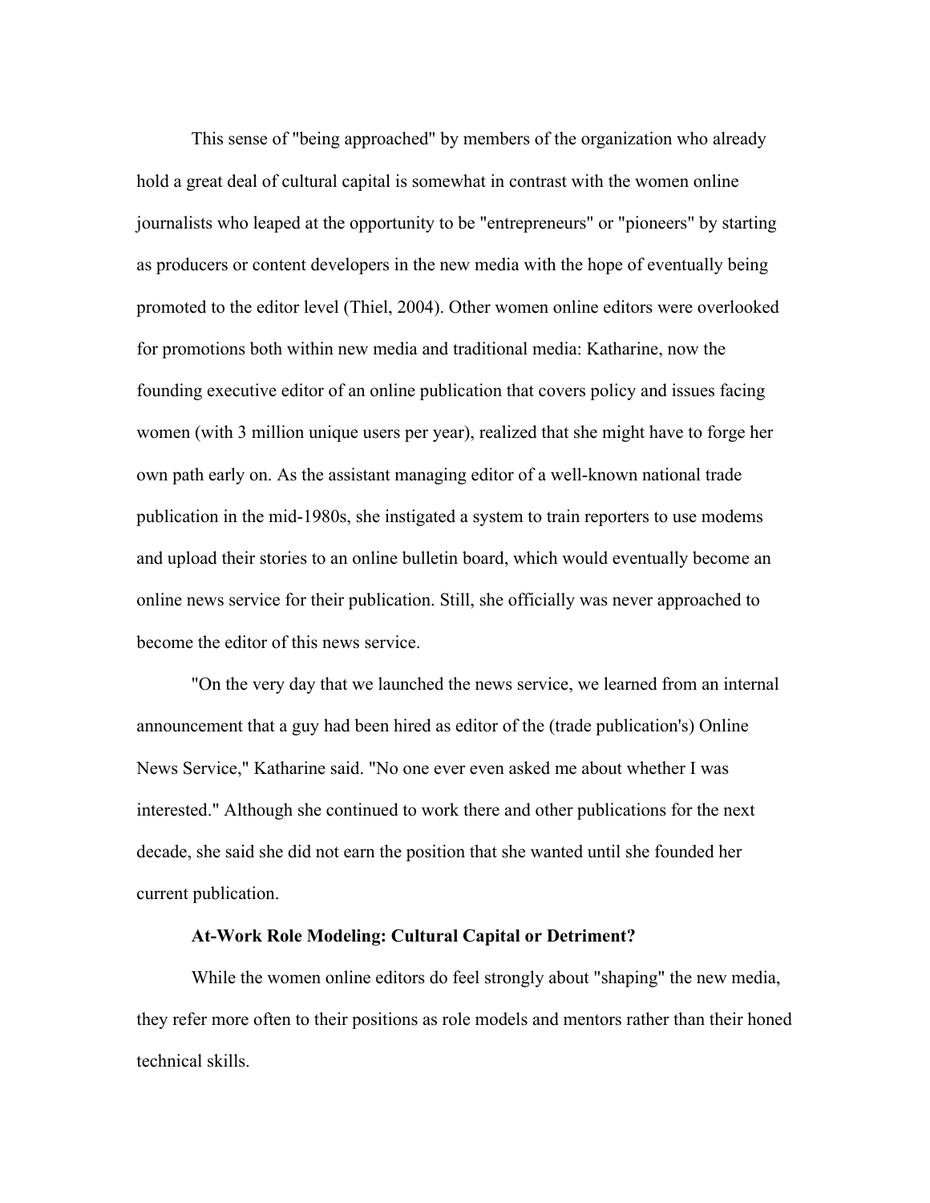This sense of "being approached" by members of the organization who already hold a great deal of cultural capital is somewhat in contrast with the women online journalists who leaped at the opportunity to be "entrepreneurs" or "pioneers" by starting as producers or content developers in the new media with the hope of eventually being promoted to the editor level (Thiel, 2004). Other women online editors were overlooked for promotions both within new media and traditional media: Katharine, now the founding executive editor of an online publication that covers policy and issues facing women (with 3 million unique users per year), realized that she might have to forge her own path early on. As the assistant managing editor of a well-known national trade publication in the mid-1980s, she instigated a system to train reporters to use modems and upload their stories to an online bulletin board, which would eventually become an online news service for their publication. Still, she officially was never approached to become the editor of this news service.

"On the very day that we launched the news service, we learned from an internal announcement that a guy had been hired as editor of the (trade publication's) Online News Service," Katharine said. "No one ever even asked me about whether I was interested." Although she continued to work there and other publications for the next decade, she said she did not earn the position that she wanted until she founded her current publication.

### At-Work Role Modeling: Cultural Capital or Detriment?

While the women online editors do feel strongly about "shaping" the new media, they refer more often to their positions as role models and mentors rather than their honed technical skills.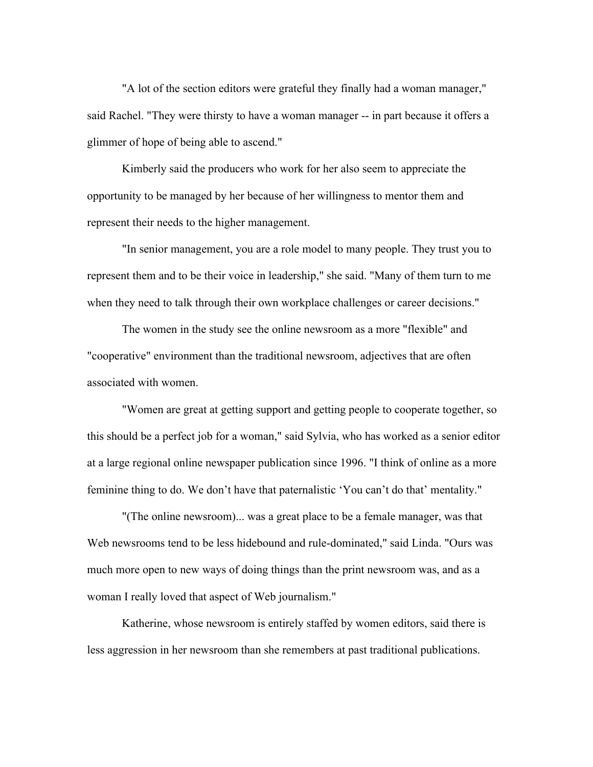"A lot of the section editors were grateful they finally had a woman manager," said Rachel. "They were thirsty to have a woman manager -- in part because it offers a glimmer of hope of being able to ascend."

Kimberly said the producers who work for her also seem to appreciate the opportunity to be managed by her because of her willingness to mentor them and represent their needs to the higher management.

"In senior management, you are a role model to many people. They trust you to represent them and to be their voice in leadership," she said. "Many of them turn to me when they need to talk through their own workplace challenges or career decisions."

The women in the study see the online newsroom as a more "flexible" and "cooperative" environment than the traditional newsroom, adjectives that are often associated with women.

"Women are great at getting support and getting people to cooperate together, so this should be a perfect job for a woman," said Sylvia, who has worked as a senior editor at a large regional online newspaper publication since 1996. "I think of online as a more feminine thing to do. We don't have that paternalistic 'You can't do that' mentality."

"(The online newsroom)... was a great place to be a female manager, was that Web newsrooms tend to be less hidebound and rule-dominated," said Linda. "Ours was much more open to new ways of doing things than the print newsroom was, and as a woman I really loved that aspect of Web journalism."

Katherine, whose newsroom is entirely staffed by women editors, said there is less aggression in her newsroom than she remembers at past traditional publications.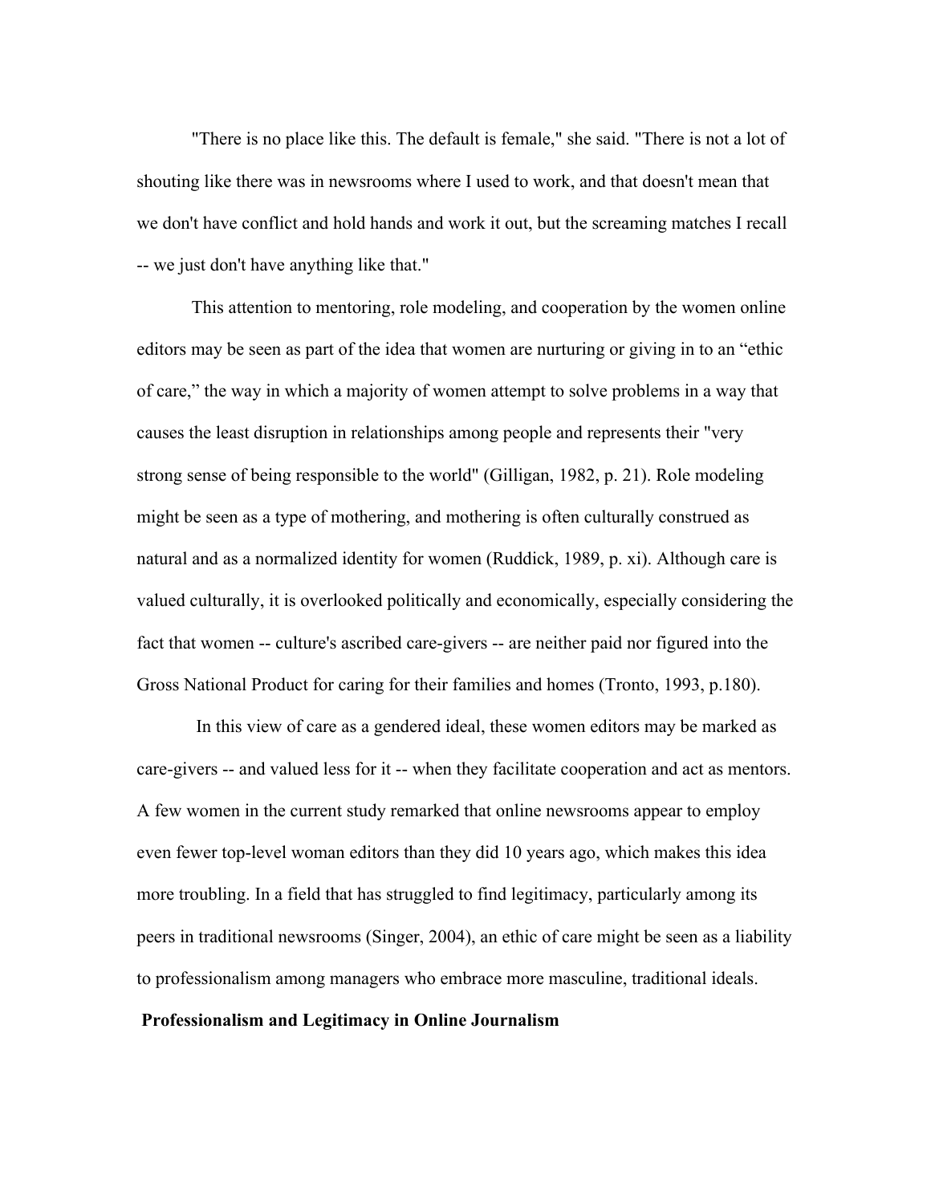"There is no place like this. The default is female," she said. "There is not a lot of shouting like there was in newsrooms where I used to work, and that doesn't mean that we don't have conflict and hold hands and work it out, but the screaming matches I recall -- we just don't have anything like that."

This attention to mentoring, role modeling, and cooperation by the women online editors may be seen as part of the idea that women are nurturing or giving in to an "ethic of care," the way in which a majority of women attempt to solve problems in a way that causes the least disruption in relationships among people and represents their "very strong sense of being responsible to the world" (Gilligan, 1982, p. 21). Role modeling might be seen as a type of mothering, and mothering is often culturally construed as natural and as a normalized identity for women (Ruddick, 1989, p. xi). Although care is valued culturally, it is overlooked politically and economically, especially considering the fact that women -- culture's ascribed care-givers -- are neither paid nor figured into the Gross National Product for caring for their families and homes (Tronto, 1993, p.180).

In this view of care as a gendered ideal, these women editors may be marked as care-givers -- and valued less for it -- when they facilitate cooperation and act as mentors. A few women in the current study remarked that online newsrooms appear to employ even fewer top-level woman editors than they did 10 years ago, which makes this idea more troubling. In a field that has struggled to find legitimacy, particularly among its peers in traditional newsrooms (Singer, 2004), an ethic of care might be seen as a liability to professionalism among managers who embrace more masculine, traditional ideals.

## Professionalism and Legitimacy in Online Journalism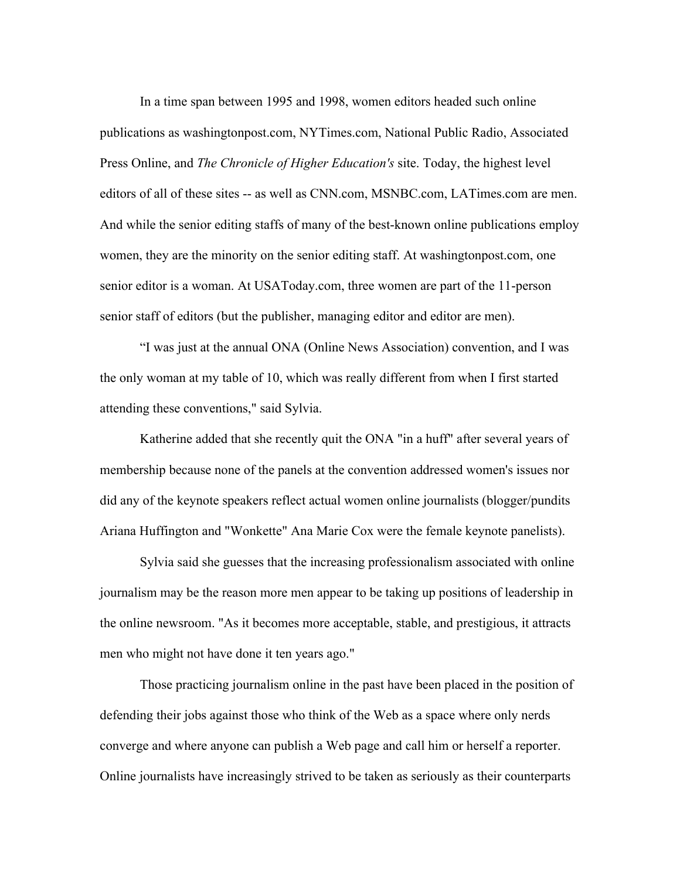In a time span between 1995 and 1998, women editors headed such online publications as washingtonpost.com, NYTimes.com, National Public Radio, Associated Press Online, and *The Chronicle of Higher Education's* site. Today, the highest level editors of all of these sites -- as well as CNN.com, MSNBC.com, LATimes.com are men. And while the senior editing staffs of many of the best-known online publications employ women, they are the minority on the senior editing staff. At washingtonpost.com, one senior editor is a woman. At USAToday.com, three women are part of the 11-person senior staff of editors (but the publisher, managing editor and editor are men).

"I was just at the annual ONA (Online News Association) convention, and I was the only woman at my table of 10, which was really different from when I first started attending these conventions," said Sylvia.

Katherine added that she recently quit the ONA "in a huff" after several years of membership because none of the panels at the convention addressed women's issues nor did any of the keynote speakers reflect actual women online journalists (blogger/pundits Ariana Huffington and "Wonkette" Ana Marie Cox were the female keynote panelists).

Sylvia said she guesses that the increasing professionalism associated with online journalism may be the reason more men appear to be taking up positions of leadership in the online newsroom. "As it becomes more acceptable, stable, and prestigious, it attracts men who might not have done it ten years ago."

Those practicing journalism online in the past have been placed in the position of defending their jobs against those who think of the Web as a space where only nerds converge and where anyone can publish a Web page and call him or herself a reporter. Online journalists have increasingly strived to be taken as seriously as their counterparts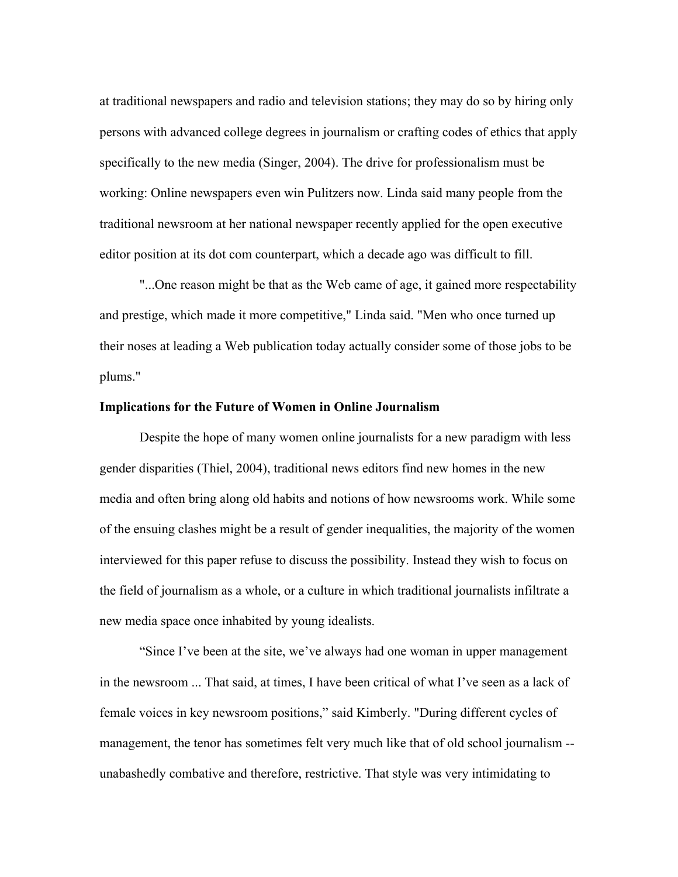at traditional newspapers and radio and television stations; they may do so by hiring only persons with advanced college degrees in journalism or crafting codes of ethics that apply specifically to the new media (Singer, 2004). The drive for professionalism must be working: Online newspapers even win Pulitzers now. Linda said many people from the traditional newsroom at her national newspaper recently applied for the open executive editor position at its dot com counterpart, which a decade ago was difficult to fill.

"...One reason might be that as the Web came of age, it gained more respectability and prestige, which made it more competitive," Linda said. "Men who once turned up their noses at leading a Web publication today actually consider some of those jobs to be plums."

**Implications for the Future of Women in Online Journalism**

Despite the hope of many women online journalists for a new paradigm with less gender disparities (Thiel, 2004), traditional news editors find new homes in the new media and often bring along old habits and notions of how newsrooms work. While some of the ensuing clashes might be a result of gender inequalities, the majority of the women interviewed for this paper refuse to discuss the possibility. Instead they wish to focus on the field of journalism as a whole, or a culture in which traditional journalists infiltrate a new media space once inhabited by young idealists.

“Since I’ve been at the site, we’ve always had one woman in upper management in the newsroom ... That said, at times, I have been critical of what I’ve seen as a lack of female voices in key newsroom positions,” said Kimberly. "During different cycles of management, the tenor has sometimes felt very much like that of old school journalism -- unabashedly combative and therefore, restrictive. That style was very intimidating to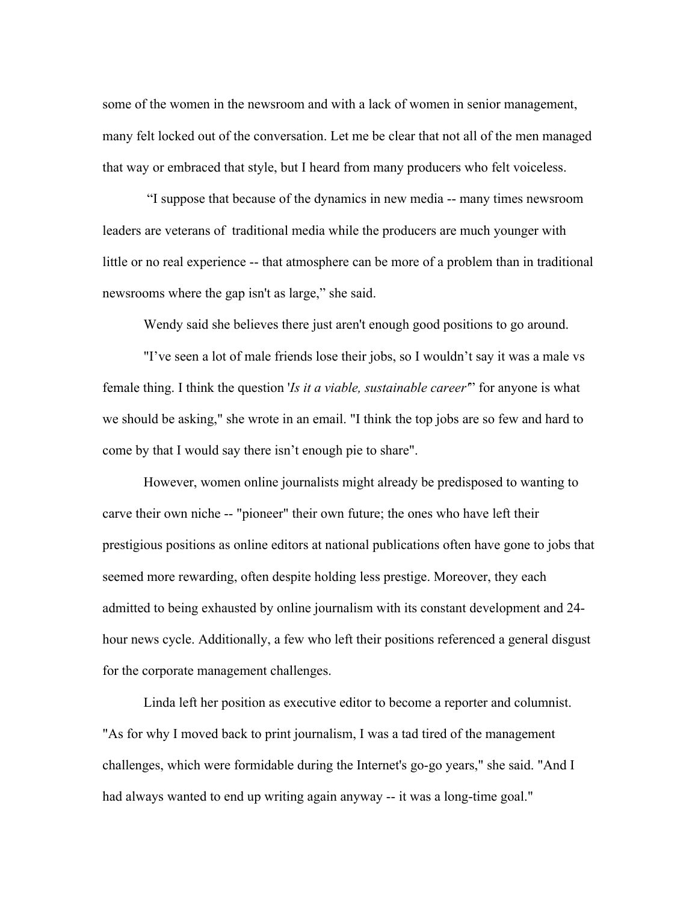some of the women in the newsroom and with a lack of women in senior management, many felt locked out of the conversation. Let me be clear that not all of the men managed that way or embraced that style, but I heard from many producers who felt voiceless.

"I suppose that because of the dynamics in new media -- many times newsroom leaders are veterans of traditional media while the producers are much younger with little or no real experience -- that atmosphere can be more of a problem than in traditional newsrooms where the gap isn't as large," she said.

Wendy said she believes there just aren't enough good positions to go around.

"I've seen a lot of male friends lose their jobs, so I wouldn't say it was a male vs female thing. I think the question '*Is it a viable, sustainable career?*' for anyone is what we should be asking," she wrote in an email. "I think the top jobs are so few and hard to come by that I would say there isn't enough pie to share".

However, women online journalists might already be predisposed to wanting to carve their own niche -- "pioneer" their own future; the ones who have left their prestigious positions as online editors at national publications often have gone to jobs that seemed more rewarding, often despite holding less prestige. Moreover, they each admitted to being exhausted by online journalism with its constant development and 24-hour news cycle. Additionally, a few who left their positions referenced a general disgust for the corporate management challenges.

Linda left her position as executive editor to become a reporter and columnist. "As for why I moved back to print journalism, I was a tad tired of the management challenges, which were formidable during the Internet's go-go years," she said. "And I had always wanted to end up writing again anyway -- it was a long-time goal."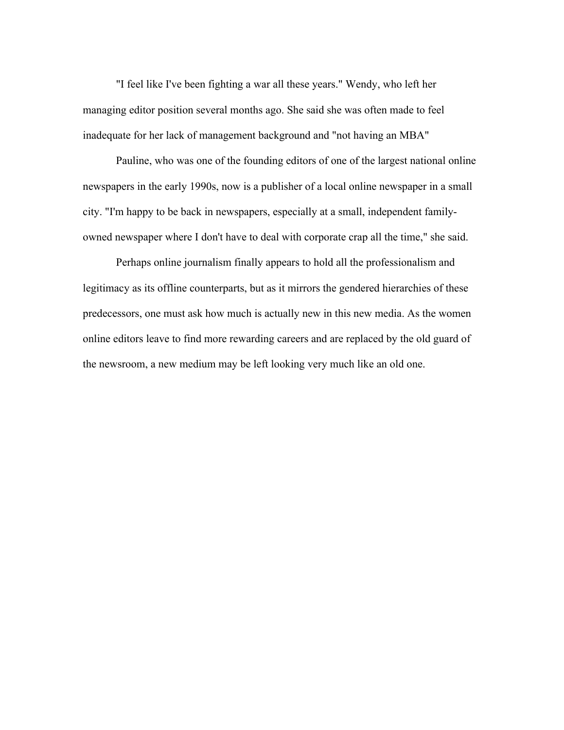"I feel like I've been fighting a war all these years." Wendy, who left her managing editor position several months ago. She said she was often made to feel inadequate for her lack of management background and "not having an MBA"

Pauline, who was one of the founding editors of one of the largest national online newspapers in the early 1990s, now is a publisher of a local online newspaper in a small city. "I'm happy to be back in newspapers, especially at a small, independent family-owned newspaper where I don't have to deal with corporate crap all the time," she said.

Perhaps online journalism finally appears to hold all the professionalism and legitimacy as its offline counterparts, but as it mirrors the gendered hierarchies of these predecessors, one must ask how much is actually new in this new media. As the women online editors leave to find more rewarding careers and are replaced by the old guard of the newsroom, a new medium may be left looking very much like an old one.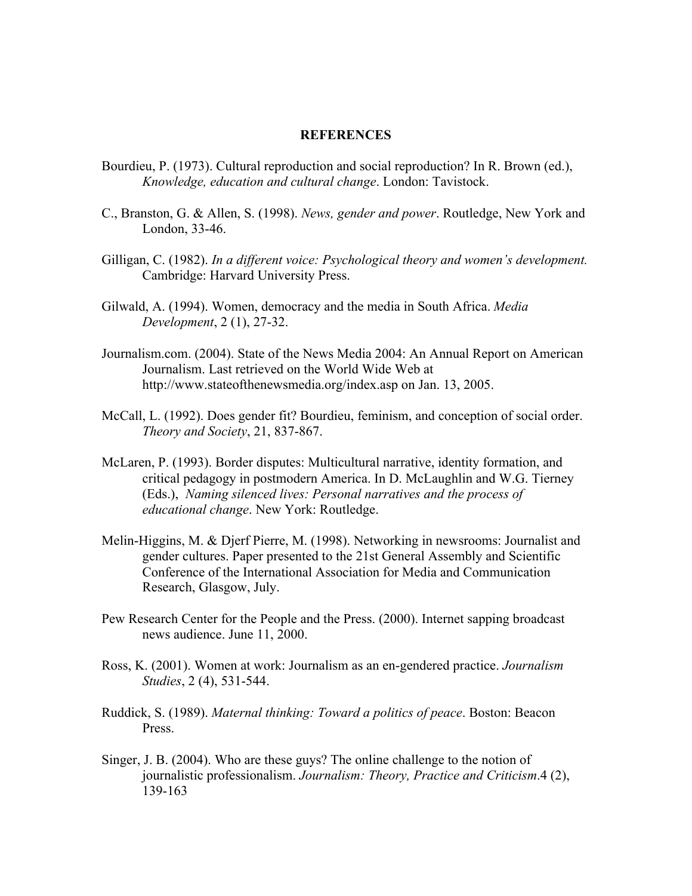## REFERENCES

Bourdieu, P. (1973). Cultural reproduction and social reproduction? In R. Brown (ed.), *Knowledge, education and cultural change*. London: Tavistock.

C., Branston, G. & Allen, S. (1998). *News, gender and power*. Routledge, New York and London, 33-46.

Gilligan, C. (1982). *In a different voice: Psychological theory and women's development.* Cambridge: Harvard University Press.

Gilwald, A. (1994). Women, democracy and the media in South Africa. *Media Development*, 2 (1), 27-32.

Journalism.com. (2004). State of the News Media 2004: An Annual Report on American Journalism. Last retrieved on the World Wide Web at http://www.stateofthenewsmedia.org/index.asp on Jan. 13, 2005.

McCall, L. (1992). Does gender fit? Bourdieu, feminism, and conception of social order. *Theory and Society*, 21, 837-867.

McLaren, P. (1993). Border disputes: Multicultural narrative, identity formation, and critical pedagogy in postmodern America. In D. McLaughlin and W.G. Tierney (Eds.), *Naming silenced lives: Personal narratives and the process of educational change*. New York: Routledge.

Melin-Higgins, M. & Djerf Pierre, M. (1998). Networking in newsrooms: Journalist and gender cultures. Paper presented to the 21st General Assembly and Scientific Conference of the International Association for Media and Communication Research, Glasgow, July.

Pew Research Center for the People and the Press. (2000). Internet sapping broadcast news audience. June 11, 2000.

Ross, K. (2001). Women at work: Journalism as an en-gendered practice. *Journalism Studies*, 2 (4), 531-544.

Ruddick, S. (1989). *Maternal thinking: Toward a politics of peace*. Boston: Beacon Press.

Singer, J. B. (2004). Who are these guys? The online challenge to the notion of journalistic professionalism. *Journalism: Theory, Practice and Criticism*.4 (2), 139-163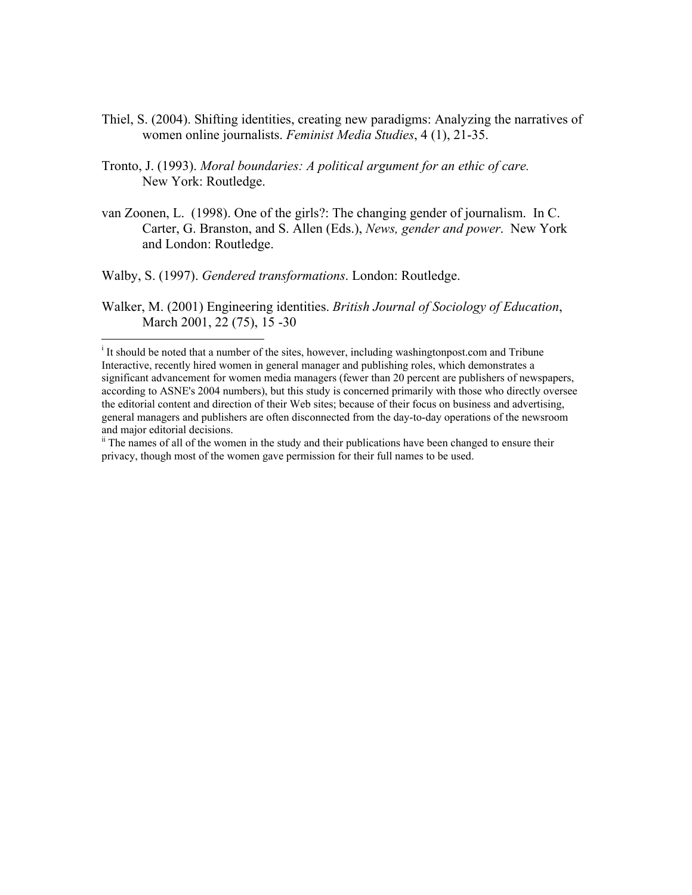Thiel, S. (2004). Shifting identities, creating new paradigms: Analyzing the narratives of women online journalists. *Feminist Media Studies*, 4 (1), 21-35.

Tronto, J. (1993). *Moral boundaries: A political argument for an ethic of care.* New York: Routledge.

van Zoonen, L. (1998). One of the girls?: The changing gender of journalism. In C. Carter, G. Branston, and S. Allen (Eds.), *News, gender and power*. New York and London: Routledge.

Walby, S. (1997). *Gendered transformations*. London: Routledge.

Walker, M. (2001) Engineering identities. *British Journal of Sociology of Education*, March 2001, 22 (75), 15 -30

---

[i] It should be noted that a number of the sites, however, including washingtonpost.com and Tribune Interactive, recently hired women in general manager and publishing roles, which demonstrates a significant advancement for women media managers (fewer than 20 percent are publishers of newspapers, according to ASNE's 2004 numbers), but this study is concerned primarily with those who directly oversee the editorial content and direction of their Web sites; because of their focus on business and advertising, general managers and publishers are often disconnected from the day-to-day operations of the newsroom and major editorial decisions.

[ii] The names of all of the women in the study and their publications have been changed to ensure their privacy, though most of the women gave permission for their full names to be used.